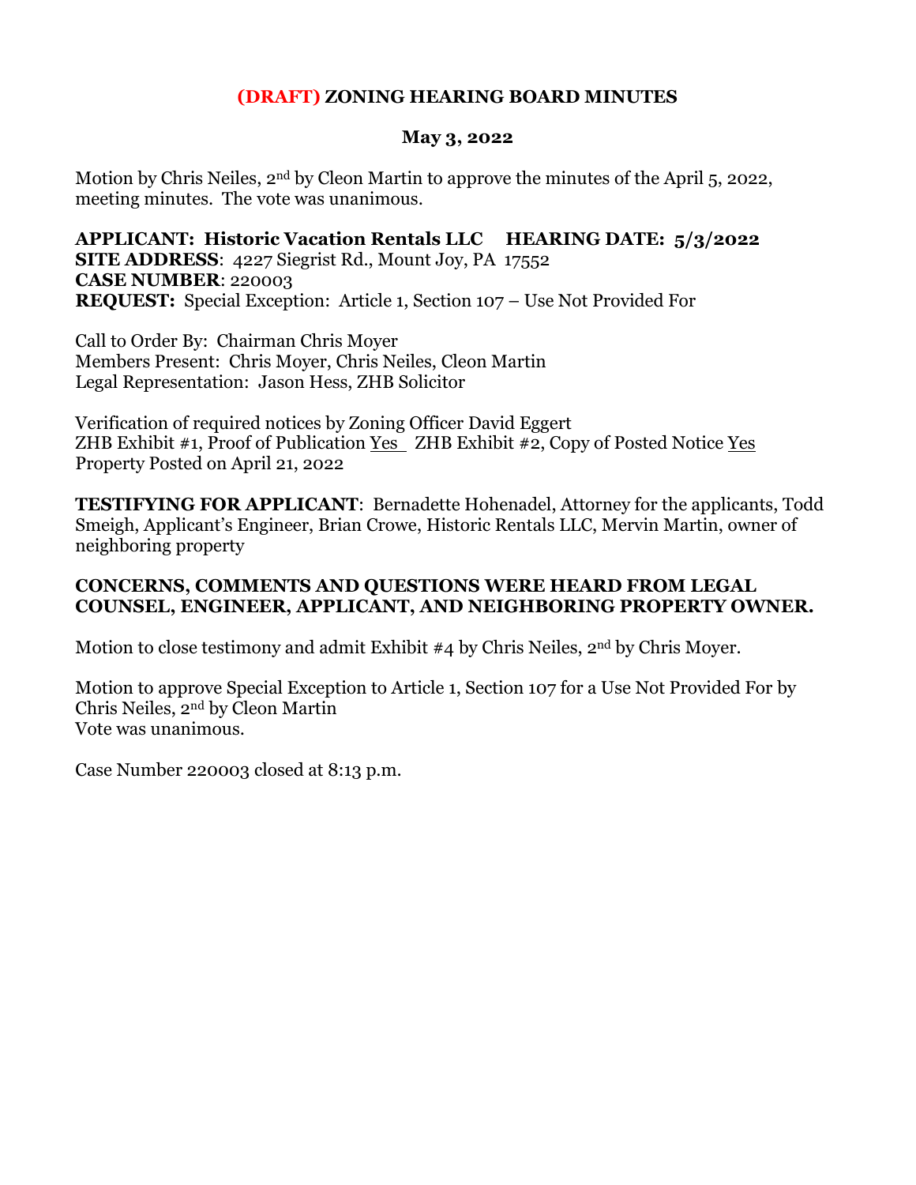# (DRAFT) ZONING HEARING BOARD MINUTES

**May 3, 2022**

Motion by Chris Neiles, 2nd by Cleon Martin to approve the minutes of the April 5, 2022, meeting minutes. The vote was unanimous.

**APPLICANT: Historic Vacation Rentals LLC HEARING DATE: 5/3/2022**
**SITE ADDRESS**: 4227 Siegrist Rd., Mount Joy, PA 17552
**CASE NUMBER**: 220003
**REQUEST:** Special Exception: Article 1, Section 107 – Use Not Provided For

Call to Order By: Chairman Chris Moyer
Members Present: Chris Moyer, Chris Neiles, Cleon Martin
Legal Representation: Jason Hess, ZHB Solicitor

Verification of required notices by Zoning Officer David Eggert
ZHB Exhibit #1, Proof of Publication Yes ZHB Exhibit #2, Copy of Posted Notice Yes
Property Posted on April 21, 2022

**TESTIFYING FOR APPLICANT**: Bernadette Hohenadel, Attorney for the applicants, Todd Smeigh, Applicant's Engineer, Brian Crowe, Historic Rentals LLC, Mervin Martin, owner of neighboring property

**CONCERNS, COMMENTS AND QUESTIONS WERE HEARD FROM LEGAL COUNSEL, ENGINEER, APPLICANT, AND NEIGHBORING PROPERTY OWNER.**

Motion to close testimony and admit Exhibit #4 by Chris Neiles, 2nd by Chris Moyer.

Motion to approve Special Exception to Article 1, Section 107 for a Use Not Provided For by Chris Neiles, 2nd by Cleon Martin
Vote was unanimous.

Case Number 220003 closed at 8:13 p.m.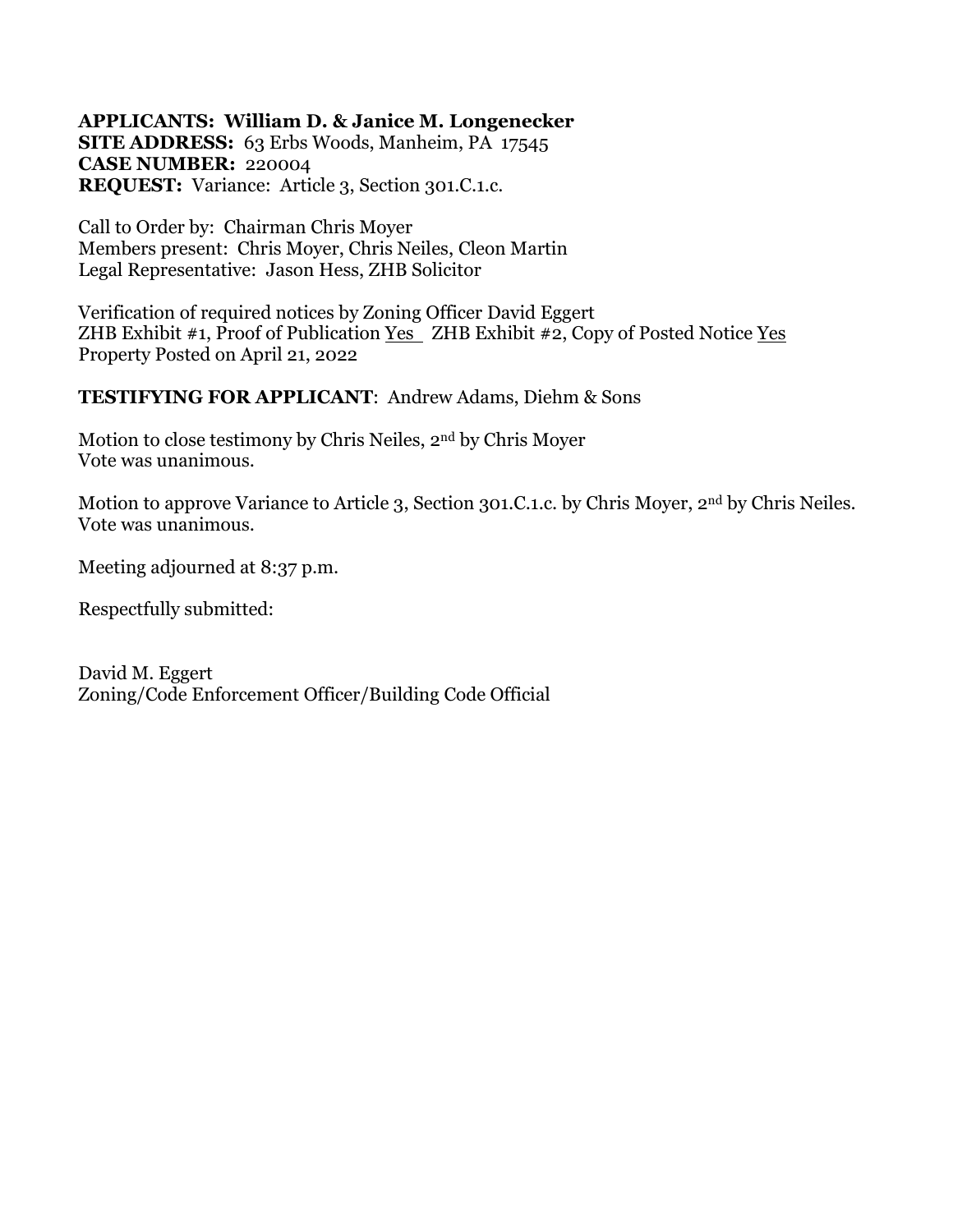**APPLICANTS: William D. & Janice M. Longenecker**
**SITE ADDRESS:** 63 Erbs Woods, Manheim, PA 17545
**CASE NUMBER:** 220004
**REQUEST:** Variance: Article 3, Section 301.C.1.c.

Call to Order by: Chairman Chris Moyer
Members present: Chris Moyer, Chris Neiles, Cleon Martin
Legal Representative: Jason Hess, ZHB Solicitor

Verification of required notices by Zoning Officer David Eggert
ZHB Exhibit #1, Proof of Publication Yes ZHB Exhibit #2, Copy of Posted Notice Yes
Property Posted on April 21, 2022

**TESTIFYING FOR APPLICANT**: Andrew Adams, Diehm & Sons

Motion to close testimony by Chris Neiles, 2nd by Chris Moyer
Vote was unanimous.

Motion to approve Variance to Article 3, Section 301.C.1.c. by Chris Moyer, 2nd by Chris Neiles.
Vote was unanimous.

Meeting adjourned at 8:37 p.m.

Respectfully submitted:

David M. Eggert
Zoning/Code Enforcement Officer/Building Code Official